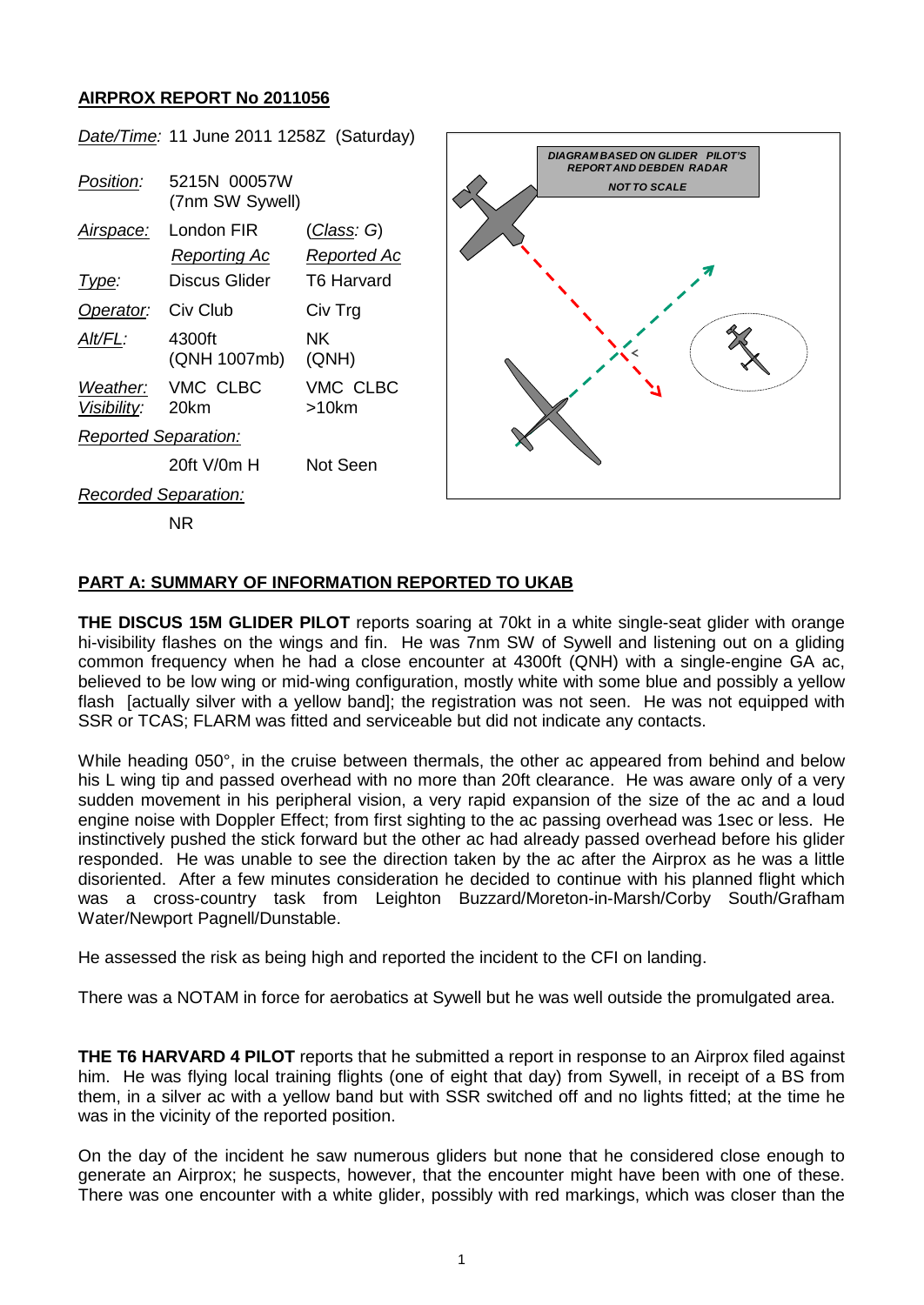**AIRPROX REPORT No 2011056**

| | | |
|---|---|---|
| *Date/Time:* | 11 June 2011 1258Z (Saturday) | |
| *Position:* | 5215N 00057W (7nm SW Sywell) | |
| *Airspace:* | London FIR | (*Class: G*) |
| | *Reporting Ac* | *Reported Ac* |
| *Type:* | Discus Glider | T6 Harvard |
| *Operator:* | Civ Club | Civ Trg |
| *Alt/FL:* | 4300ft (QNH 1007mb) | NK (QNH) |
| *Weather:* *Visibility:* | VMC CLBC 20km | VMC CLBC >10km |
| *Reported Separation:* | | |
| | 20ft V/0m H | Not Seen |
| *Recorded Separation:* | | |
| | NR | |

DIAGRAM BASED ON GLIDER PILOT'S REPORT AND DEBDEN RADAR

NOT TO SCALE

**PART A: SUMMARY OF INFORMATION REPORTED TO UKAB**

**THE DISCUS 15M GLIDER PILOT** reports soaring at 70kt in a white single-seat glider with orange hi-visibility flashes on the wings and fin. He was 7nm SW of Sywell and listening out on a gliding common frequency when he had a close encounter at 4300ft (QNH) with a single-engine GA ac, believed to be low wing or mid-wing configuration, mostly white with some blue and possibly a yellow flash [actually silver with a yellow band]; the registration was not seen. He was not equipped with SSR or TCAS; FLARM was fitted and serviceable but did not indicate any contacts.

While heading 050°, in the cruise between thermals, the other ac appeared from behind and below his L wing tip and passed overhead with no more than 20ft clearance. He was aware only of a very sudden movement in his peripheral vision, a very rapid expansion of the size of the ac and a loud engine noise with Doppler Effect; from first sighting to the ac passing overhead was 1sec or less. He instinctively pushed the stick forward but the other ac had already passed overhead before his glider responded. He was unable to see the direction taken by the ac after the Airprox as he was a little disoriented. After a few minutes consideration he decided to continue with his planned flight which was a cross-country task from Leighton Buzzard/Moreton-in-Marsh/Corby South/Grafham Water/Newport Pagnell/Dunstable.

He assessed the risk as being high and reported the incident to the CFI on landing.

There was a NOTAM in force for aerobatics at Sywell but he was well outside the promulgated area.

**THE T6 HARVARD 4 PILOT** reports that he submitted a report in response to an Airprox filed against him. He was flying local training flights (one of eight that day) from Sywell, in receipt of a BS from them, in a silver ac with a yellow band but with SSR switched off and no lights fitted; at the time he was in the vicinity of the reported position.

On the day of the incident he saw numerous gliders but none that he considered close enough to generate an Airprox; he suspects, however, that the encounter might have been with one of these. There was one encounter with a white glider, possibly with red markings, which was closer than the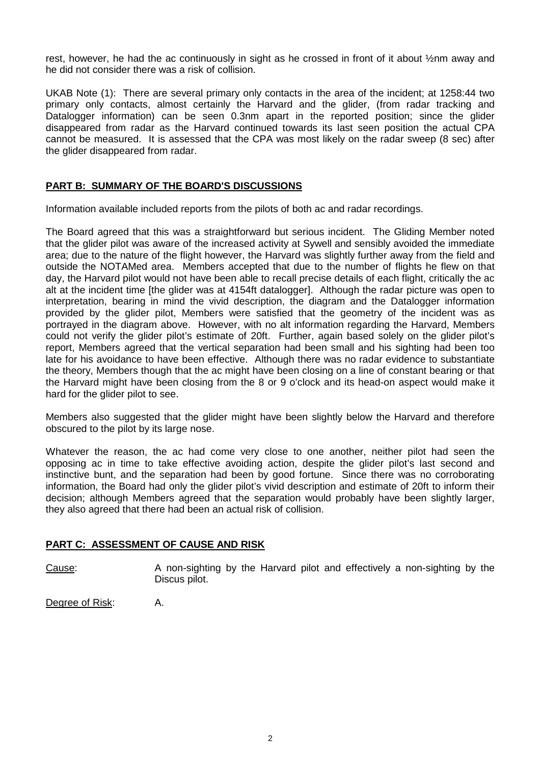rest, however, he had the ac continuously in sight as he crossed in front of it about ½nm away and he did not consider there was a risk of collision.

UKAB Note (1): There are several primary only contacts in the area of the incident; at 1258:44 two primary only contacts, almost certainly the Harvard and the glider, (from radar tracking and Datalogger information) can be seen 0.3nm apart in the reported position; since the glider disappeared from radar as the Harvard continued towards its last seen position the actual CPA cannot be measured. It is assessed that the CPA was most likely on the radar sweep (8 sec) after the glider disappeared from radar.

## PART B: SUMMARY OF THE BOARD'S DISCUSSIONS

Information available included reports from the pilots of both ac and radar recordings.

The Board agreed that this was a straightforward but serious incident. The Gliding Member noted that the glider pilot was aware of the increased activity at Sywell and sensibly avoided the immediate area; due to the nature of the flight however, the Harvard was slightly further away from the field and outside the NOTAMed area. Members accepted that due to the number of flights he flew on that day, the Harvard pilot would not have been able to recall precise details of each flight, critically the ac alt at the incident time [the glider was at 4154ft datalogger]. Although the radar picture was open to interpretation, bearing in mind the vivid description, the diagram and the Datalogger information provided by the glider pilot, Members were satisfied that the geometry of the incident was as portrayed in the diagram above. However, with no alt information regarding the Harvard, Members could not verify the glider pilot's estimate of 20ft. Further, again based solely on the glider pilot's report, Members agreed that the vertical separation had been small and his sighting had been too late for his avoidance to have been effective. Although there was no radar evidence to substantiate the theory, Members though that the ac might have been closing on a line of constant bearing or that the Harvard might have been closing from the 8 or 9 o'clock and its head-on aspect would make it hard for the glider pilot to see.

Members also suggested that the glider might have been slightly below the Harvard and therefore obscured to the pilot by its large nose.

Whatever the reason, the ac had come very close to one another, neither pilot had seen the opposing ac in time to take effective avoiding action, despite the glider pilot's last second and instinctive bunt, and the separation had been by good fortune. Since there was no corroborating information, the Board had only the glider pilot's vivid description and estimate of 20ft to inform their decision; although Members agreed that the separation would probably have been slightly larger, they also agreed that there had been an actual risk of collision.

## PART C: ASSESSMENT OF CAUSE AND RISK

Cause: A non-sighting by the Harvard pilot and effectively a non-sighting by the Discus pilot.

Degree of Risk: A.